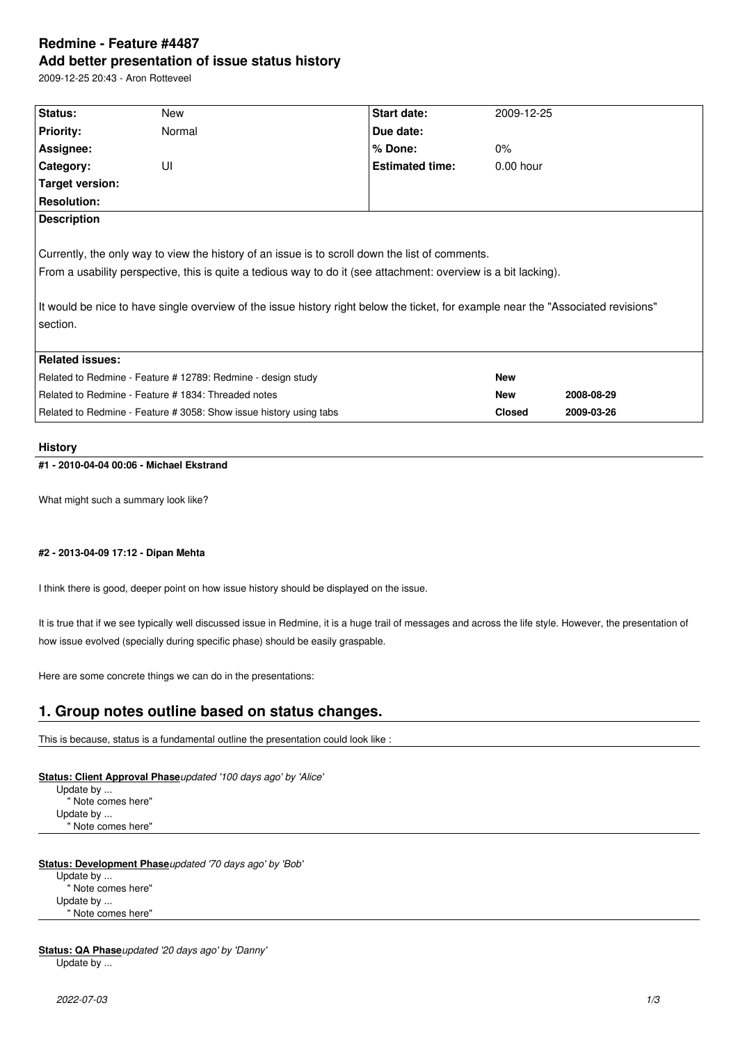# Redmine - Feature #4487

## Add better presentation of issue status history

2009-12-25 20:43 - Aron Rotteveel

| Status: | New | Start date: | 2009-12-25 |
|---|---|---|---|
| Priority: | Normal | Due date: | |
| Assignee: | | % Done: | 0% |
| Category: | UI | Estimated time: | 0.00 hour |
| Target version: | | | |
| Resolution: | | | |

**Description**

Currently, the only way to view the history of an issue is to scroll down the list of comments.
From a usability perspective, this is quite a tedious way to do it (see attachment: overview is a bit lacking).

It would be nice to have single overview of the issue history right below the ticket, for example near the "Associated revisions" section.

**Related issues:**

| | | |
|---|---|---|
| Related to Redmine - Feature # 12789: Redmine - design study | **New** | |
| Related to Redmine - Feature # 1834: Threaded notes | **New** | **2008-08-29** |
| Related to Redmine - Feature # 3058: Show issue history using tabs | **Closed** | **2009-03-26** |

**History**

**#1 - 2010-04-04 00:06 - Michael Ekstrand**

What might such a summary look like?

**#2 - 2013-04-09 17:12 - Dipan Mehta**

I think there is good, deeper point on how issue history should be displayed on the issue.

It is true that if we see typically well discussed issue in Redmine, it is a huge trail of messages and across the life style. However, the presentation of how issue evolved (specially during specific phase) should be easily graspable.

Here are some concrete things we can do in the presentations:

# 1. Group notes outline based on status changes.

This is because, status is a fundamental outline the presentation could look like :

**Status: Client Approval Phase***updated '100 days ago' by 'Alice'*
 Update by ...
  " Note comes here"
 Update by ...
  " Note comes here"

**Status: Development Phase***updated '70 days ago' by 'Bob'*
 Update by ...
  " Note comes here"
 Update by ...
  " Note comes here"

**Status: QA Phase***updated '20 days ago' by 'Danny'*
 Update by ...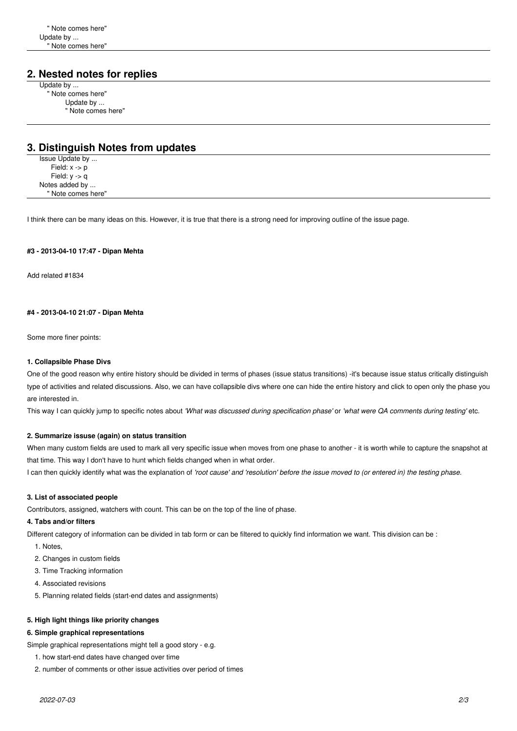" Note comes here"
Update by ...
" Note comes here"

## 2. Nested notes for replies

Update by ...
" Note comes here"
Update by ...
" Note comes here"

## 3. Distinguish Notes from updates

Issue Update by ...
Field: x -> p
Field: y -> q
Notes added by ...
" Note comes here"

I think there can be many ideas on this. However, it is true that there is a strong need for improving outline of the issue page.

#### #3 - 2013-04-10 17:47 - Dipan Mehta

Add related #1834

#### #4 - 2013-04-10 21:07 - Dipan Mehta

Some more finer points:

**1. Collapsible Phase Divs**

One of the good reason why entire history should be divided in terms of phases (issue status transitions) -it's because issue status critically distinguish type of activities and related discussions. Also, we can have collapsible divs where one can hide the entire history and click to open only the phase you are interested in.

This way I can quickly jump to specific notes about *'What was discussed during specification phase'* or *'what were QA comments during testing'* etc.

**2. Summarize isssue (again) on status transition**

When many custom fields are used to mark all very specific issue when moves from one phase to another - it is worth while to capture the snapshot at that time. This way I don't have to hunt which fields changed when in what order.

I can then quickly identify what was the explanation of *'root cause' and 'resolution' before the issue moved to (or entered in) the testing phase.*

**3. List of associated people**

Contributors, assigned, watchers with count. This can be on the top of the line of phase.

**4. Tabs and/or filters**

Different category of information can be divided in tab form or can be filtered to quickly find information we want. This division can be :

1. Notes,
2. Changes in custom fields
3. Time Tracking information
4. Associated revisions
5. Planning related fields (start-end dates and assignments)

**5. High light things like priority changes**

**6. Simple graphical representations**

Simple graphical representations might tell a good story - e.g.

1. how start-end dates have changed over time
2. number of comments or other issue activities over period of times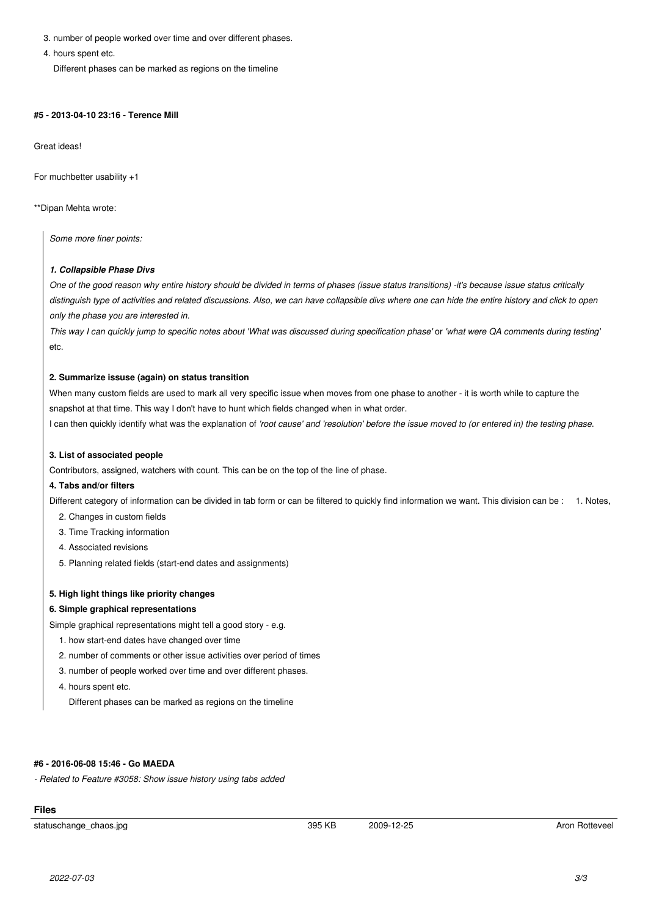3. number of people worked over time and over different phases.
4. hours spent etc.

   Different phases can be marked as regions on the timeline

#### #5 - 2013-04-10 23:16 - Terence Mill

Great ideas!

For muchbetter usability +1

**Dipan Mehta wrote:

> *Some more finer points:*
>
> ***1. Collapsible Phase Divs***
>
> *One of the good reason why entire history should be divided in terms of phases (issue status transitions) -it's because issue status critically distinguish type of activities and related discussions. Also, we can have collapsible divs where one can hide the entire history and click to open only the phase you are interested in.*
>
> *This way I can quickly jump to specific notes about 'What was discussed during specification phase'* or *'what were QA comments during testing'* etc.
>
> **2. Summarize issuse (again) on status transition**
>
> When many custom fields are used to mark all very specific issue when moves from one phase to another - it is worth while to capture the snapshot at that time. This way I don't have to hunt which fields changed when in what order.
>
> I can then quickly identify what was the explanation of *'root cause' and 'resolution' before the issue moved to (or entered in) the testing phase.*
>
> **3. List of associated people**
>
> Contributors, assigned, watchers with count. This can be on the top of the line of phase.
>
> **4. Tabs and/or filters**
>
> Different category of information can be divided in tab form or can be filtered to quickly find information we want. This division can be : 1. Notes,
>
> 2. Changes in custom fields
> 3. Time Tracking information
> 4. Associated revisions
> 5. Planning related fields (start-end dates and assignments)
>
> **5. High light things like priority changes**
>
> **6. Simple graphical representations**
>
> Simple graphical representations might tell a good story - e.g.
>
> 1. how start-end dates have changed over time
> 2. number of comments or other issue activities over period of times
> 3. number of people worked over time and over different phases.
> 4. hours spent etc.
>
>    Different phases can be marked as regions on the timeline

#### #6 - 2016-06-08 15:46 - Go MAEDA

*- Related to Feature #3058: Show issue history using tabs added*

### Files

| | | | |
|---|---|---|---|
| statuschange_chaos.jpg | 395 KB | 2009-12-25 | Aron Rotteveel |